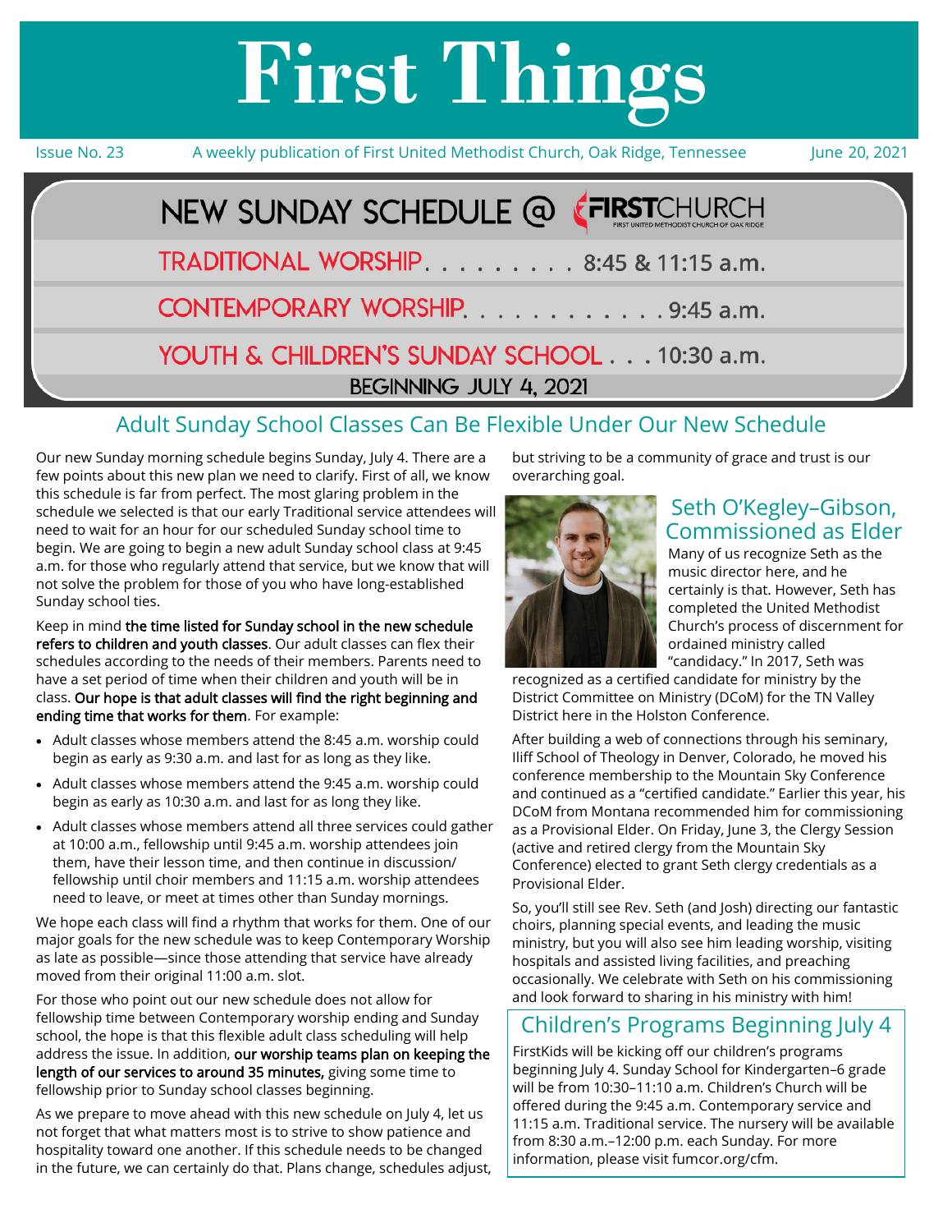# First Things

Issue No. 23 A weekly publication of First United Methodist Church, Oak Ridge, Tennessee June 20, 2021

## NEW SUNDAY SCHEDULE @ FIRSTCHURCH

FIRST UNITED METHODIST CHURCH OF OAK RIDGE

TRADITIONAL WORSHIP. . . . . . . . . . 8:45 & 11:15 a.m.

CONTEMPORARY WORSHIP. . . . . . . . . . . . 9:45 a.m.

YOUTH & CHILDREN'S SUNDAY SCHOOL . . . 10:30 a.m.

BEGINNING JULY 4, 2021

## Adult Sunday School Classes Can Be Flexible Under Our New Schedule

Our new Sunday morning schedule begins Sunday, July 4. There are a few points about this new plan we need to clarify. First of all, we know this schedule is far from perfect. The most glaring problem in the schedule we selected is that our early Traditional service attendees will need to wait for an hour for our scheduled Sunday school time to begin. We are going to begin a new adult Sunday school class at 9:45 a.m. for those who regularly attend that service, but we know that will not solve the problem for those of you who have long-established Sunday school ties.

Keep in mind **the time listed for Sunday school in the new schedule refers to children and youth classes**. Our adult classes can flex their schedules according to the needs of their members. Parents need to have a set period of time when their children and youth will be in class. **Our hope is that adult classes will find the right beginning and ending time that works for them**. For example:

- Adult classes whose members attend the 8:45 a.m. worship could begin as early as 9:30 a.m. and last for as long as they like.
- Adult classes whose members attend the 9:45 a.m. worship could begin as early as 10:30 a.m. and last for as long they like.
- Adult classes whose members attend all three services could gather at 10:00 a.m., fellowship until 9:45 a.m. worship attendees join them, have their lesson time, and then continue in discussion/fellowship until choir members and 11:15 a.m. worship attendees need to leave, or meet at times other than Sunday mornings.

We hope each class will find a rhythm that works for them. One of our major goals for the new schedule was to keep Contemporary Worship as late as possible—since those attending that service have already moved from their original 11:00 a.m. slot.

For those who point out our new schedule does not allow for fellowship time between Contemporary worship ending and Sunday school, the hope is that this flexible adult class scheduling will help address the issue. In addition, **our worship teams plan on keeping the length of our services to around 35 minutes,** giving some time to fellowship prior to Sunday school classes beginning.

As we prepare to move ahead with this new schedule on July 4, let us not forget that what matters most is to strive to show patience and hospitality toward one another. If this schedule needs to be changed in the future, we can certainly do that. Plans change, schedules adjust, but striving to be a community of grace and trust is our overarching goal.

## Seth O'Kegley–Gibson, Commissioned as Elder

Many of us recognize Seth as the music director here, and he certainly is that. However, Seth has completed the United Methodist Church's process of discernment for ordained ministry called "candidacy." In 2017, Seth was recognized as a certified candidate for ministry by the District Committee on Ministry (DCoM) for the TN Valley District here in the Holston Conference.

After building a web of connections through his seminary, Iliff School of Theology in Denver, Colorado, he moved his conference membership to the Mountain Sky Conference and continued as a "certified candidate." Earlier this year, his DCoM from Montana recommended him for commissioning as a Provisional Elder. On Friday, June 3, the Clergy Session (active and retired clergy from the Mountain Sky Conference) elected to grant Seth clergy credentials as a Provisional Elder.

So, you'll still see Rev. Seth (and Josh) directing our fantastic choirs, planning special events, and leading the music ministry, but you will also see him leading worship, visiting hospitals and assisted living facilities, and preaching occasionally. We celebrate with Seth on his commissioning and look forward to sharing in his ministry with him!

## Children's Programs Beginning July 4

FirstKids will be kicking off our children's programs beginning July 4. Sunday School for Kindergarten–6 grade will be from 10:30–11:10 a.m. Children's Church will be offered during the 9:45 a.m. Contemporary service and 11:15 a.m. Traditional service. The nursery will be available from 8:30 a.m.–12:00 p.m. each Sunday. For more information, please visit fumcor.org/cfm.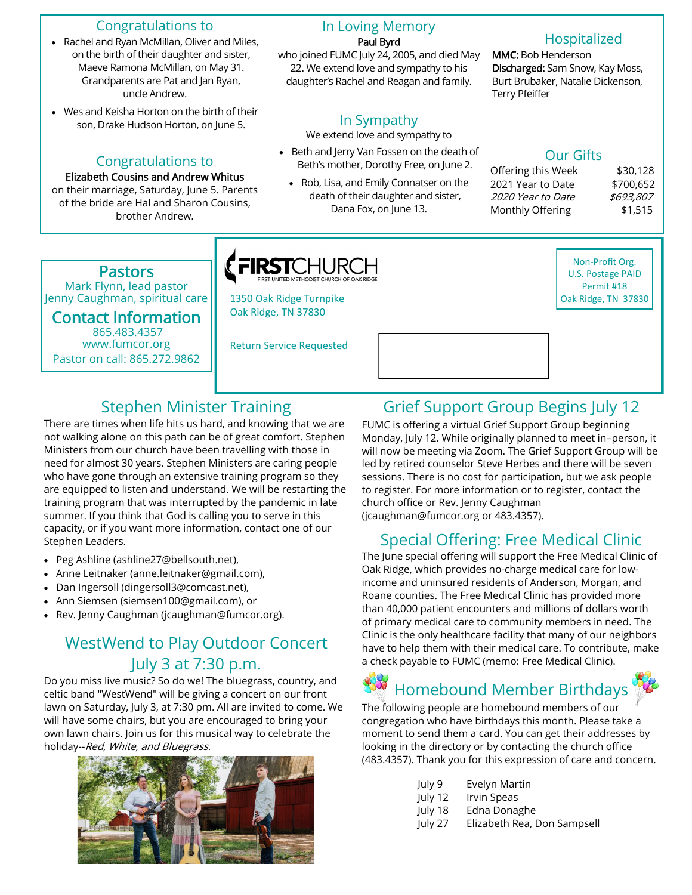## Congratulations to

- Rachel and Ryan McMillan, Oliver and Miles, on the birth of their daughter and sister, Maeve Ramona McMillan, on May 31. Grandparents are Pat and Jan Ryan, uncle Andrew.
- Wes and Keisha Horton on the birth of their son, Drake Hudson Horton, on June 5.

## Congratulations to

**Elizabeth Cousins and Andrew Whitus**
on their marriage, Saturday, June 5. Parents of the bride are Hal and Sharon Cousins, brother Andrew.

## In Loving Memory

**Paul Byrd**
who joined FUMC July 24, 2005, and died May 22. We extend love and sympathy to his daughter's Rachel and Reagan and family.

## In Sympathy

We extend love and sympathy to

- Beth and Jerry Van Fossen on the death of Beth's mother, Dorothy Free, on June 2.
- Rob, Lisa, and Emily Connatser on the death of their daughter and sister, Dana Fox, on June 13.

## Hospitalized

**MMC:** Bob Henderson
**Discharged:** Sam Snow, Kay Moss, Burt Brubaker, Natalie Dickenson, Terry Pfeiffer

## Our Gifts

| | |
|---|---|
| Offering this Week | $30,128 |
| 2021 Year to Date | $700,652 |
| *2020 Year to Date* | *$693,807* |
| Monthly Offering | $1,515 |

## Pastors

Mark Flynn, lead pastor
Jenny Caughman, spiritual care

## Contact Information

865.483.4357
www.fumcor.org
Pastor on call: 865.272.9862

FIRSTCHURCH
FIRST UNITED METHODIST CHURCH OF OAK RIDGE

1350 Oak Ridge Turnpike
Oak Ridge, TN 37830

Return Service Requested

Non-Profit Org.
U.S. Postage PAID
Permit #18
Oak Ridge, TN 37830

## Stephen Minister Training

There are times when life hits us hard, and knowing that we are not walking alone on this path can be of great comfort. Stephen Ministers from our church have been travelling with those in need for almost 30 years. Stephen Ministers are caring people who have gone through an extensive training program so they are equipped to listen and understand. We will be restarting the training program that was interrupted by the pandemic in late summer. If you think that God is calling you to serve in this capacity, or if you want more information, contact one of our Stephen Leaders.

- Peg Ashline (ashline27@bellsouth.net),
- Anne Leitnaker (anne.leitnaker@gmail.com),
- Dan Ingersoll (dingersoll3@comcast.net),
- Ann Siemsen (siemsen100@gmail.com), or
- Rev. Jenny Caughman (jcaughman@fumcor.org).

## WestWend to Play Outdoor Concert July 3 at 7:30 p.m.

Do you miss live music? So do we! The bluegrass, country, and celtic band "WestWend" will be giving a concert on our front lawn on Saturday, July 3, at 7:30 pm. All are invited to come. We will have some chairs, but you are encouraged to bring your own lawn chairs. Join us for this musical way to celebrate the holiday--*Red, White, and Bluegrass.*

## Grief Support Group Begins July 12

FUMC is offering a virtual Grief Support Group beginning Monday, July 12. While originally planned to meet in–person, it will now be meeting via Zoom. The Grief Support Group will be led by retired counselor Steve Herbes and there will be seven sessions. There is no cost for participation, but we ask people to register. For more information or to register, contact the church office or Rev. Jenny Caughman (jcaughman@fumcor.org or 483.4357).

## Special Offering: Free Medical Clinic

The June special offering will support the Free Medical Clinic of Oak Ridge, which provides no-charge medical care for low-income and uninsured residents of Anderson, Morgan, and Roane counties. The Free Medical Clinic has provided more than 40,000 patient encounters and millions of dollars worth of primary medical care to community members in need. The Clinic is the only healthcare facility that many of our neighbors have to help them with their medical care. To contribute, make a check payable to FUMC (memo: Free Medical Clinic).

## Homebound Member Birthdays

The following people are homebound members of our congregation who have birthdays this month. Please take a moment to send them a card. You can get their addresses by looking in the directory or by contacting the church office (483.4357). Thank you for this expression of care and concern.

| | |
|---|---|
| July 9 | Evelyn Martin |
| July 12 | Irvin Speas |
| July 18 | Edna Donaghe |
| July 27 | Elizabeth Rea, Don Sampsell |